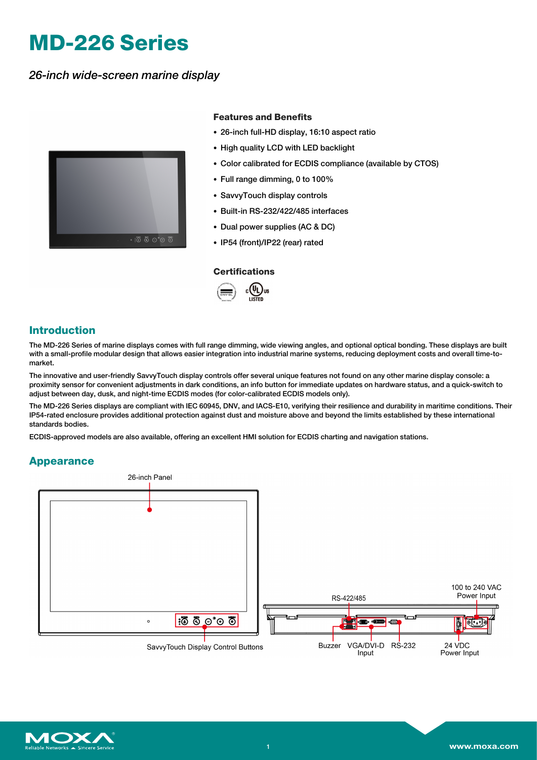# MD-226 Series

*26-inch wide-screen marine display*

### Features and Benefits

- 26-inch full-HD display, 16:10 aspect ratio
- High quality LCD with LED backlight
- Color calibrated for ECDIS compliance (available by CTOS)
- Full range dimming, 0 to 100%
- SavvyTouch display controls
- Built-in RS-232/422/485 interfaces
- Dual power supplies (AC & DC)
- IP54 (front)/IP22 (rear) rated

### Certifications

## Introduction

The MD-226 Series of marine displays comes with full range dimming, wide viewing angles, and optional optical bonding. These displays are built with a small-profile modular design that allows easier integration into industrial marine systems, reducing deployment costs and overall time-to-market.

The innovative and user-friendly SavvyTouch display controls offer several unique features not found on any other marine display console: a proximity sensor for convenient adjustments in dark conditions, an info button for immediate updates on hardware status, and a quick-switch to adjust between day, dusk, and night-time ECDIS modes (for color-calibrated ECDIS models only).

The MD-226 Series displays are compliant with IEC 60945, DNV, and IACS-E10, verifying their resilience and durability in maritime conditions. Their IP54-rated enclosure provides additional protection against dust and moisture above and beyond the limits established by these international standards bodies.

ECDIS-approved models are also available, offering an excellent HMI solution for ECDIS charting and navigation stations.

## Appearance

26-inch Panel

SavvyTouch Display Control Buttons

RS-422/485

100 to 240 VAC Power Input

Buzzer

VGA/DVI-D Input

RS-232

24 VDC Power Input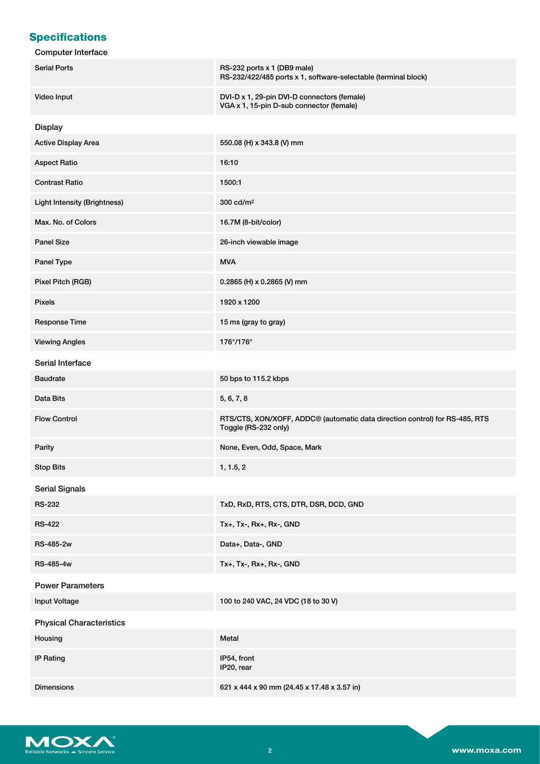## Specifications

### Computer Interface

| | |
|---|---|
| Serial Ports | RS-232 ports x 1 (DB9 male)<br>RS-232/422/485 ports x 1, software-selectable (terminal block) |
| Video Input | DVI-D x 1, 29-pin DVI-D connectors (female)<br>VGA x 1, 15-pin D-sub connector (female) |

### Display

| | |
|---|---|
| Active Display Area | 550.08 (H) x 343.8 (V) mm |
| Aspect Ratio | 16:10 |
| Contrast Ratio | 1500:1 |
| Light Intensity (Brightness) | 300 cd/m$^2$ |
| Max. No. of Colors | 16.7M (8-bit/color) |
| Panel Size | 26-inch viewable image |
| Panel Type | MVA |
| Pixel Pitch (RGB) | 0.2865 (H) x 0.2865 (V) mm |
| Pixels | 1920 x 1200 |
| Response Time | 15 ms (gray to gray) |
| Viewing Angles | 176°/176° |

### Serial Interface

| | |
|---|---|
| Baudrate | 50 bps to 115.2 kbps |
| Data Bits | 5, 6, 7, 8 |
| Flow Control | RTS/CTS, XON/XOFF, ADDC® (automatic data direction control) for RS-485, RTS Toggle (RS-232 only) |
| Parity | None, Even, Odd, Space, Mark |
| Stop Bits | 1, 1.5, 2 |

### Serial Signals

| | |
|---|---|
| RS-232 | TxD, RxD, RTS, CTS, DTR, DSR, DCD, GND |
| RS-422 | Tx+, Tx-, Rx+, Rx-, GND |
| RS-485-2w | Data+, Data-, GND |
| RS-485-4w | Tx+, Tx-, Rx+, Rx-, GND |

### Power Parameters

| | |
|---|---|
| Input Voltage | 100 to 240 VAC, 24 VDC (18 to 30 V) |

### Physical Characteristics

| | |
|---|---|
| Housing | Metal |
| IP Rating | IP54, front<br>IP20, rear |
| Dimensions | 621 x 444 x 90 mm (24.45 x 17.48 x 3.57 in) |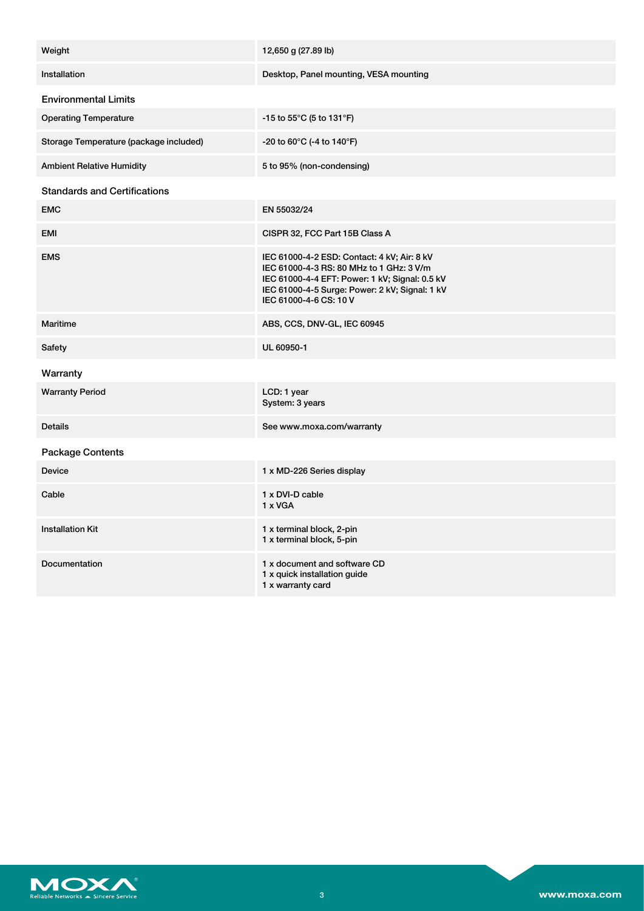| | |
|---|---|
| Weight | 12,650 g (27.89 lb) |
| Installation | Desktop, Panel mounting, VESA mounting |

## Environmental Limits

| | |
|---|---|
| Operating Temperature | -15 to 55°C (5 to 131°F) |
| Storage Temperature (package included) | -20 to 60°C (-4 to 140°F) |
| Ambient Relative Humidity | 5 to 95% (non-condensing) |

## Standards and Certifications

| | |
|---|---|
| EMC | EN 55032/24 |
| EMI | CISPR 32, FCC Part 15B Class A |
| EMS | IEC 61000-4-2 ESD: Contact: 4 kV; Air: 8 kV<br>IEC 61000-4-3 RS: 80 MHz to 1 GHz: 3 V/m<br>IEC 61000-4-4 EFT: Power: 1 kV; Signal: 0.5 kV<br>IEC 61000-4-5 Surge: Power: 2 kV; Signal: 1 kV<br>IEC 61000-4-6 CS: 10 V |
| Maritime | ABS, CCS, DNV-GL, IEC 60945 |
| Safety | UL 60950-1 |

## Warranty

| | |
|---|---|
| Warranty Period | LCD: 1 year<br>System: 3 years |
| Details | See www.moxa.com/warranty |

## Package Contents

| | |
|---|---|
| Device | 1 x MD-226 Series display |
| Cable | 1 x DVI-D cable<br>1 x VGA |
| Installation Kit | 1 x terminal block, 2-pin<br>1 x terminal block, 5-pin |
| Documentation | 1 x document and software CD<br>1 x quick installation guide<br>1 x warranty card |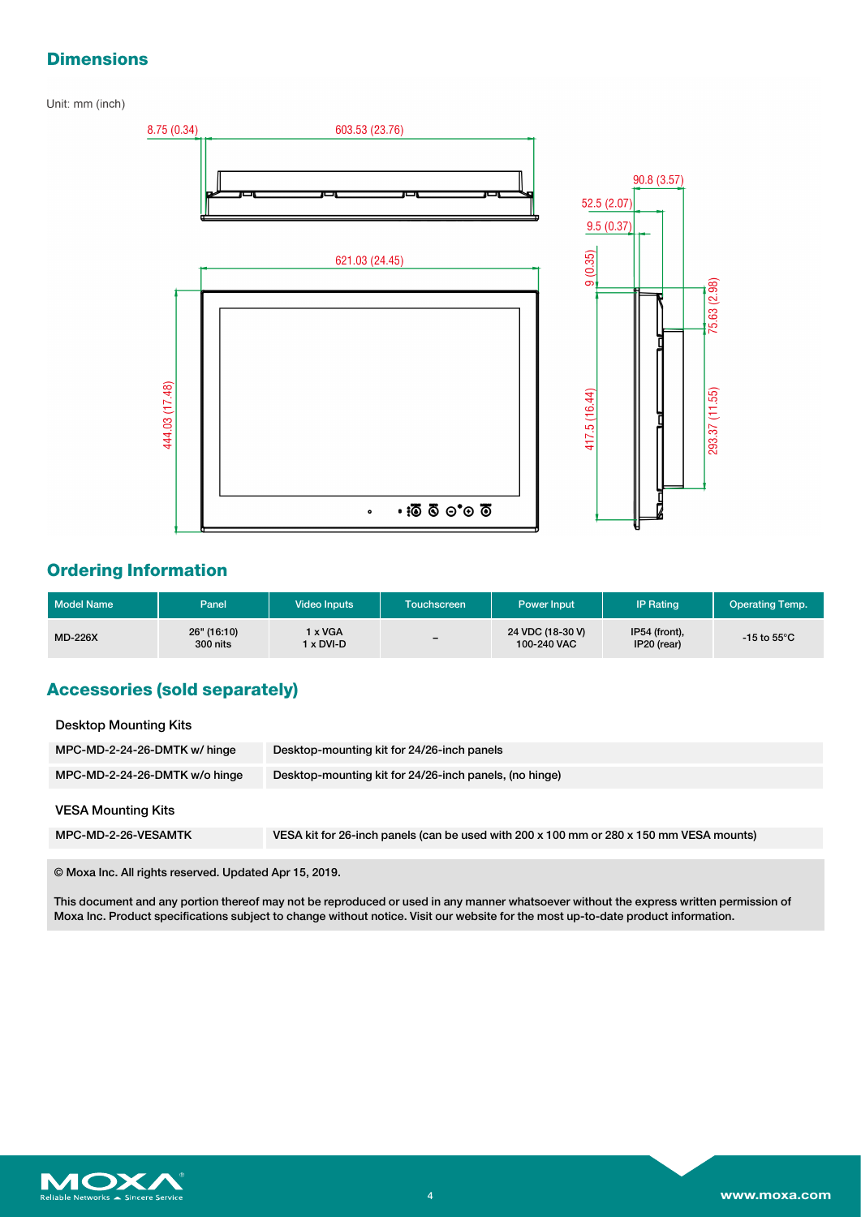## Dimensions

Unit: mm (inch)

8.75 (0.34)
603.53 (23.76)
621.03 (24.45)
444.03 (17.48)
90.8 (3.57)
52.5 (2.07)
9.5 (0.37)
9 (0.35)
417.5 (16.44)
75.63 (2.98)
293.37 (11.55)

## Ordering Information

| Model Name | Panel | Video Inputs | Touchscreen | Power Input | IP Rating | Operating Temp. |
|---|---|---|---|---|---|---|
| MD-226X | 26" (16:10) 300 nits | 1 x VGA 1 x DVI-D | – | 24 VDC (18-30 V) 100-240 VAC | IP54 (front), IP20 (rear) | -15 to 55°C |

## Accessories (sold separately)

**Desktop Mounting Kits**

| | |
|---|---|
| MPC-MD-2-24-26-DMTK w/ hinge | Desktop-mounting kit for 24/26-inch panels |
| MPC-MD-2-24-26-DMTK w/o hinge | Desktop-mounting kit for 24/26-inch panels, (no hinge) |

**VESA Mounting Kits**

| | |
|---|---|
| MPC-MD-2-26-VESAMTK | VESA kit for 26-inch panels (can be used with 200 x 100 mm or 280 x 150 mm VESA mounts) |

© Moxa Inc. All rights reserved. Updated Apr 15, 2019.

This document and any portion thereof may not be reproduced or used in any manner whatsoever without the express written permission of Moxa Inc. Product specifications subject to change without notice. Visit our website for the most up-to-date product information.